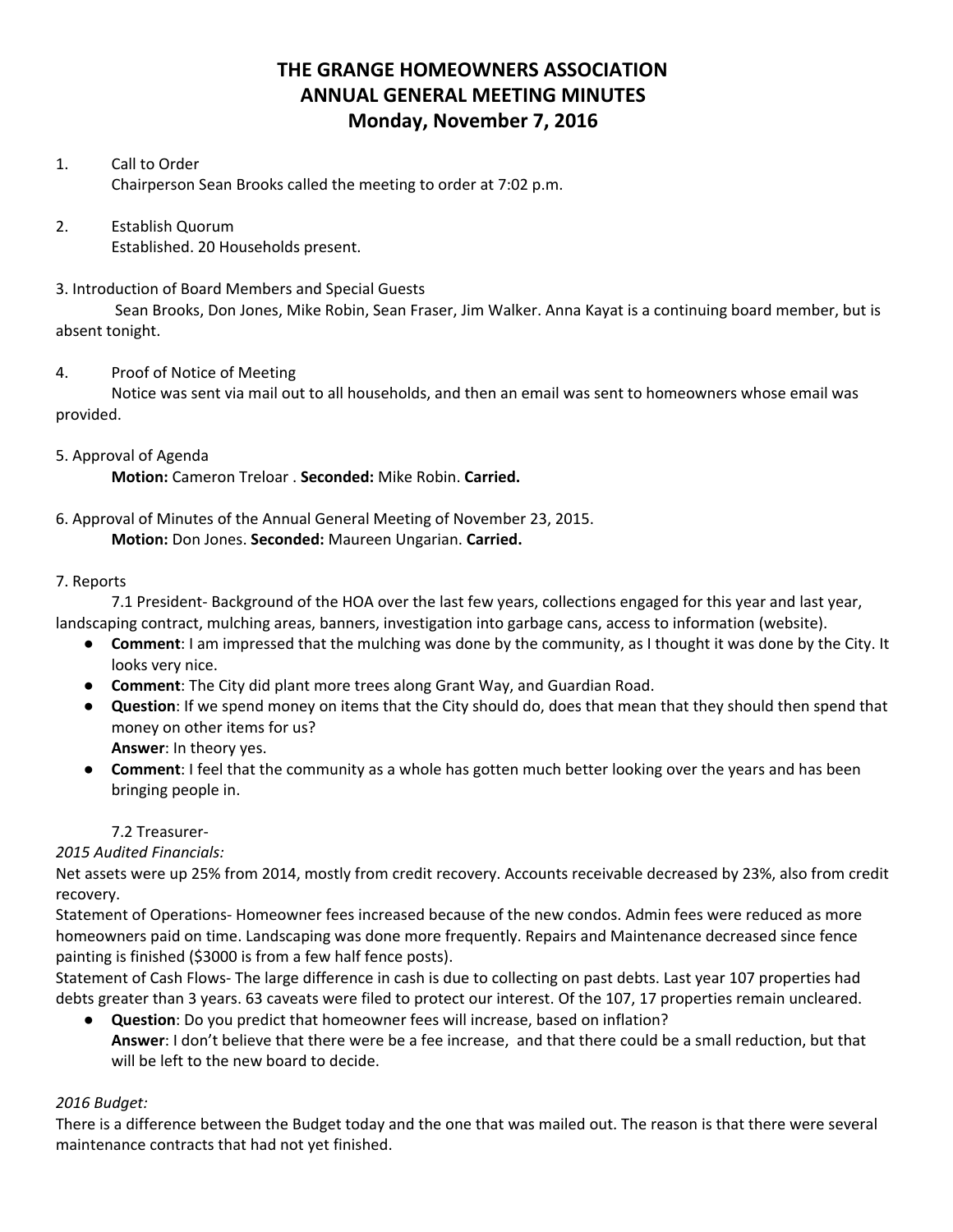# THE GRANGE HOMEOWNERS ASSOCIATION
# ANNUAL GENERAL MEETING MINUTES
# Monday, November 7, 2016

1. Call to Order
   Chairperson Sean Brooks called the meeting to order at 7:02 p.m.

2. Establish Quorum
   Established. 20 Households present.

3. Introduction of Board Members and Special Guests
   Sean Brooks, Don Jones, Mike Robin, Sean Fraser, Jim Walker. Anna Kayat is a continuing board member, but is absent tonight.

4. Proof of Notice of Meeting
   Notice was sent via mail out to all households, and then an email was sent to homeowners whose email was provided.

5. Approval of Agenda
   **Motion:** Cameron Treloar . **Seconded:** Mike Robin. **Carried.**

6. Approval of Minutes of the Annual General Meeting of November 23, 2015.
   **Motion:** Don Jones. **Seconded:** Maureen Ungarian. **Carried.**

7. Reports

   7.1 President- Background of the HOA over the last few years, collections engaged for this year and last year, landscaping contract, mulching areas, banners, investigation into garbage cans, access to information (website).

- **Comment**: I am impressed that the mulching was done by the community, as I thought it was done by the City. It looks very nice.
- **Comment**: The City did plant more trees along Grant Way, and Guardian Road.
- **Question**: If we spend money on items that the City should do, does that mean that they should then spend that money on other items for us?
  **Answer**: In theory yes.
- **Comment**: I feel that the community as a whole has gotten much better looking over the years and has been bringing people in.

   7.2 Treasurer-

*2015 Audited Financials:*

Net assets were up 25% from 2014, mostly from credit recovery. Accounts receivable decreased by 23%, also from credit recovery.

Statement of Operations- Homeowner fees increased because of the new condos. Admin fees were reduced as more homeowners paid on time. Landscaping was done more frequently. Repairs and Maintenance decreased since fence painting is finished ($3000 is from a few half fence posts).

Statement of Cash Flows- The large difference in cash is due to collecting on past debts. Last year 107 properties had debts greater than 3 years. 63 caveats were filed to protect our interest. Of the 107, 17 properties remain uncleared.

- **Question**: Do you predict that homeowner fees will increase, based on inflation?
  **Answer**: I don't believe that there were be a fee increase,  and that there could be a small reduction, but that will be left to the new board to decide.

*2016 Budget:*

There is a difference between the Budget today and the one that was mailed out. The reason is that there were several maintenance contracts that had not yet finished.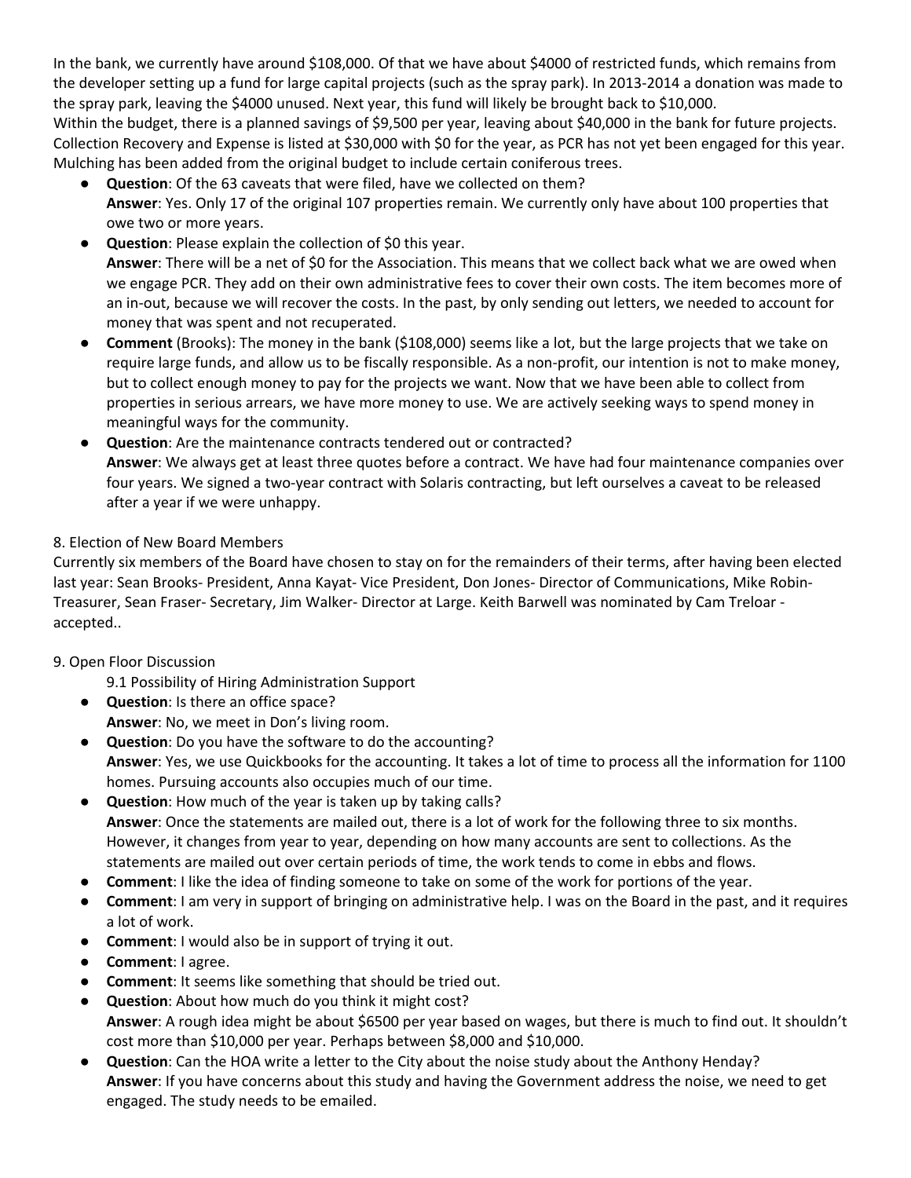In the bank, we currently have around $108,000. Of that we have about $4000 of restricted funds, which remains from the developer setting up a fund for large capital projects (such as the spray park). In 2013-2014 a donation was made to the spray park, leaving the $4000 unused. Next year, this fund will likely be brought back to $10,000.
Within the budget, there is a planned savings of $9,500 per year, leaving about $40,000 in the bank for future projects. Collection Recovery and Expense is listed at $30,000 with $0 for the year, as PCR has not yet been engaged for this year. Mulching has been added from the original budget to include certain coniferous trees.

- **Question**: Of the 63 caveats that were filed, have we collected on them?
  **Answer**: Yes. Only 17 of the original 107 properties remain. We currently only have about 100 properties that owe two or more years.
- **Question**: Please explain the collection of $0 this year.
  **Answer**: There will be a net of $0 for the Association. This means that we collect back what we are owed when we engage PCR. They add on their own administrative fees to cover their own costs. The item becomes more of an in-out, because we will recover the costs. In the past, by only sending out letters, we needed to account for money that was spent and not recuperated.
- **Comment** (Brooks): The money in the bank ($108,000) seems like a lot, but the large projects that we take on require large funds, and allow us to be fiscally responsible. As a non-profit, our intention is not to make money, but to collect enough money to pay for the projects we want. Now that we have been able to collect from properties in serious arrears, we have more money to use. We are actively seeking ways to spend money in meaningful ways for the community.
- **Question**: Are the maintenance contracts tendered out or contracted?
  **Answer**: We always get at least three quotes before a contract. We have had four maintenance companies over four years. We signed a two-year contract with Solaris contracting, but left ourselves a caveat to be released after a year if we were unhappy.

8. Election of New Board Members
Currently six members of the Board have chosen to stay on for the remainders of their terms, after having been elected last year: Sean Brooks- President, Anna Kayat- Vice President, Don Jones- Director of Communications, Mike Robin- Treasurer, Sean Fraser- Secretary, Jim Walker- Director at Large. Keith Barwell was nominated by Cam Treloar - accepted..

9. Open Floor Discussion

9.1 Possibility of Hiring Administration Support

- **Question**: Is there an office space?
  **Answer**: No, we meet in Don's living room.
- **Question**: Do you have the software to do the accounting?
  **Answer**: Yes, we use Quickbooks for the accounting. It takes a lot of time to process all the information for 1100 homes. Pursuing accounts also occupies much of our time.
- **Question**: How much of the year is taken up by taking calls?
  **Answer**: Once the statements are mailed out, there is a lot of work for the following three to six months. However, it changes from year to year, depending on how many accounts are sent to collections. As the statements are mailed out over certain periods of time, the work tends to come in ebbs and flows.
- **Comment**: I like the idea of finding someone to take on some of the work for portions of the year.
- **Comment**: I am very in support of bringing on administrative help. I was on the Board in the past, and it requires a lot of work.
- **Comment**: I would also be in support of trying it out.
- **Comment**: I agree.
- **Comment**: It seems like something that should be tried out.
- **Question**: About how much do you think it might cost?
  **Answer**: A rough idea might be about $6500 per year based on wages, but there is much to find out. It shouldn't cost more than $10,000 per year. Perhaps between $8,000 and $10,000.
- **Question**: Can the HOA write a letter to the City about the noise study about the Anthony Henday?
  **Answer**: If you have concerns about this study and having the Government address the noise, we need to get engaged. The study needs to be emailed.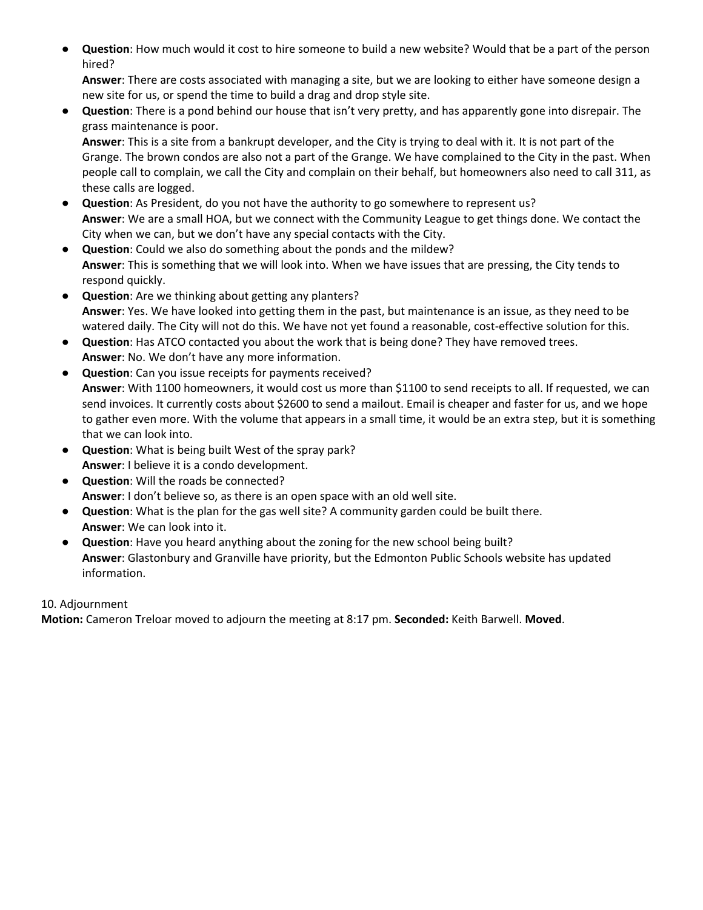- **Question**: How much would it cost to hire someone to build a new website? Would that be a part of the person hired?
  **Answer**: There are costs associated with managing a site, but we are looking to either have someone design a new site for us, or spend the time to build a drag and drop style site.
- **Question**: There is a pond behind our house that isn't very pretty, and has apparently gone into disrepair. The grass maintenance is poor.
  **Answer**: This is a site from a bankrupt developer, and the City is trying to deal with it. It is not part of the Grange. The brown condos are also not a part of the Grange. We have complained to the City in the past. When people call to complain, we call the City and complain on their behalf, but homeowners also need to call 311, as these calls are logged.
- **Question**: As President, do you not have the authority to go somewhere to represent us?
  **Answer**: We are a small HOA, but we connect with the Community League to get things done. We contact the City when we can, but we don't have any special contacts with the City.
- **Question**: Could we also do something about the ponds and the mildew?
  **Answer**: This is something that we will look into. When we have issues that are pressing, the City tends to respond quickly.
- **Question**: Are we thinking about getting any planters?
  **Answer**: Yes. We have looked into getting them in the past, but maintenance is an issue, as they need to be watered daily. The City will not do this. We have not yet found a reasonable, cost-effective solution for this.
- **Question**: Has ATCO contacted you about the work that is being done? They have removed trees.
  **Answer**: No. We don't have any more information.
- **Question**: Can you issue receipts for payments received?
  **Answer**: With 1100 homeowners, it would cost us more than $1100 to send receipts to all. If requested, we can send invoices. It currently costs about $2600 to send a mailout. Email is cheaper and faster for us, and we hope to gather even more. With the volume that appears in a small time, it would be an extra step, but it is something that we can look into.
- **Question**: What is being built West of the spray park?
  **Answer**: I believe it is a condo development.
- **Question**: Will the roads be connected?
  **Answer**: I don't believe so, as there is an open space with an old well site.
- **Question**: What is the plan for the gas well site? A community garden could be built there.
  **Answer**: We can look into it.
- **Question**: Have you heard anything about the zoning for the new school being built?
  **Answer**: Glastonbury and Granville have priority, but the Edmonton Public Schools website has updated information.

10. Adjournment

**Motion:** Cameron Treloar moved to adjourn the meeting at 8:17 pm. **Seconded:** Keith Barwell. **Moved**.